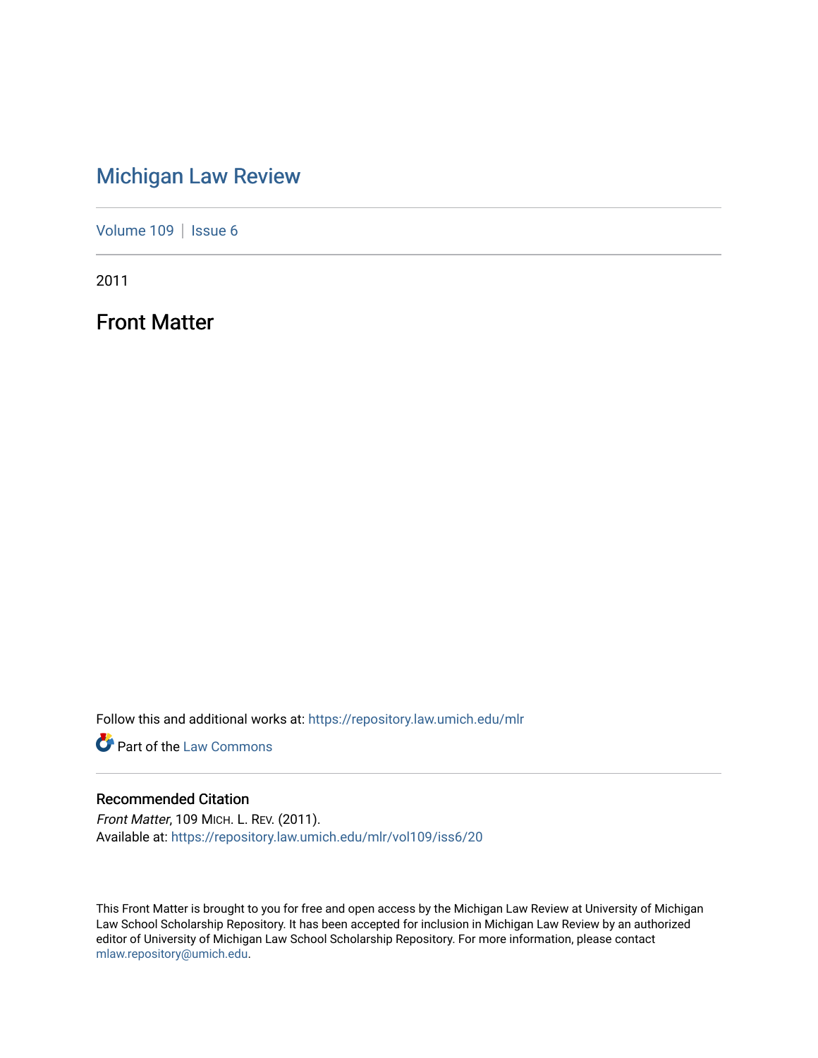# Michigan Law Review

Volume 109 | Issue 6

2011

## Front Matter

Follow this and additional works at: https://repository.law.umich.edu/mlr

Part of the Law Commons

### Recommended Citation

*Front Matter*, 109 MICH. L. REV. (2011).
Available at: https://repository.law.umich.edu/mlr/vol109/iss6/20

This Front Matter is brought to you for free and open access by the Michigan Law Review at University of Michigan Law School Scholarship Repository. It has been accepted for inclusion in Michigan Law Review by an authorized editor of University of Michigan Law School Scholarship Repository. For more information, please contact mlaw.repository@umich.edu.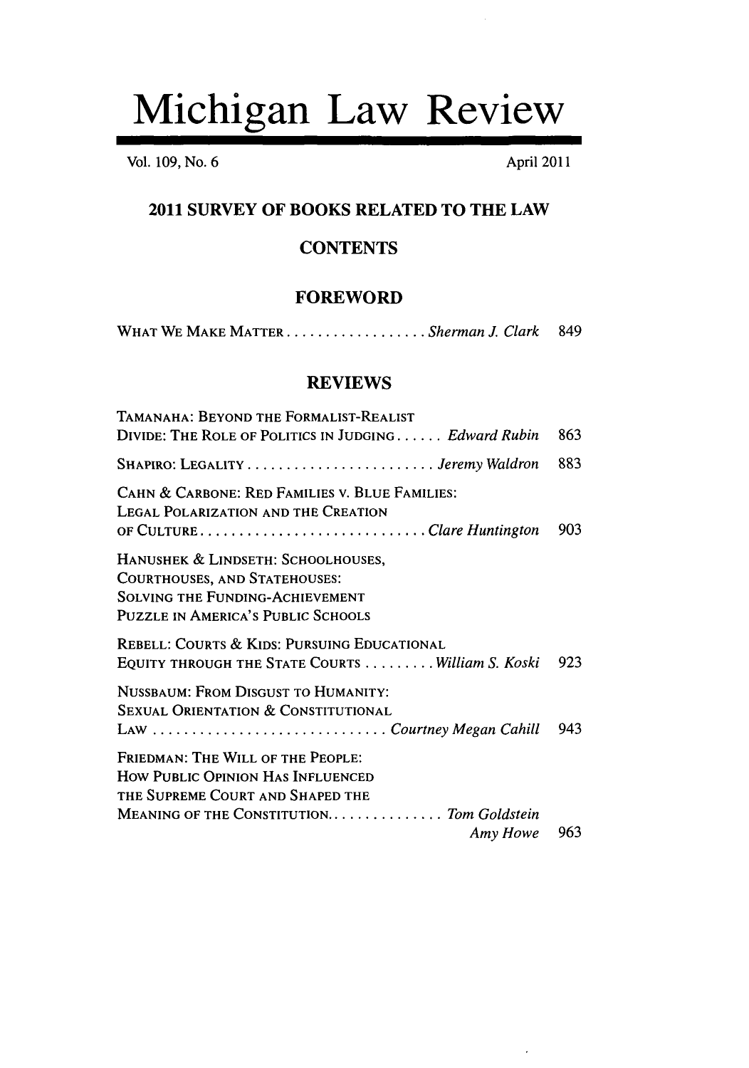# Michigan Law Review

Vol. 109, No. 6 April 2011

## 2011 SURVEY OF BOOKS RELATED TO THE LAW

### CONTENTS

### FOREWORD

WHAT WE MAKE MATTER .................. *Sherman J. Clark* 849

### REVIEWS

TAMANAHA: BEYOND THE FORMALIST-REALIST DIVIDE: THE ROLE OF POLITICS IN JUDGING ...... *Edward Rubin* 863

SHAPIRO: LEGALITY ......................... *Jeremy Waldron* 883

CAHN & CARBONE: RED FAMILIES V. BLUE FAMILIES: LEGAL POLARIZATION AND THE CREATION OF CULTURE ............................. *Clare Huntington* 903

HANUSHEK & LINDSETH: SCHOOLHOUSES, COURTHOUSES, AND STATEHOUSES: SOLVING THE FUNDING-ACHIEVEMENT PUZZLE IN AMERICA'S PUBLIC SCHOOLS

REBELL: COURTS & KIDS: PURSUING EDUCATIONAL EQUITY THROUGH THE STATE COURTS ......... *William S. Koski* 923

NUSSBAUM: FROM DISGUST TO HUMANITY: SEXUAL ORIENTATION & CONSTITUTIONAL LAW .............................. *Courtney Megan Cahill* 943

FRIEDMAN: THE WILL OF THE PEOPLE: HOW PUBLIC OPINION HAS INFLUENCED THE SUPREME COURT AND SHAPED THE MEANING OF THE CONSTITUTION............... *Tom Goldstein* *Amy Howe* 963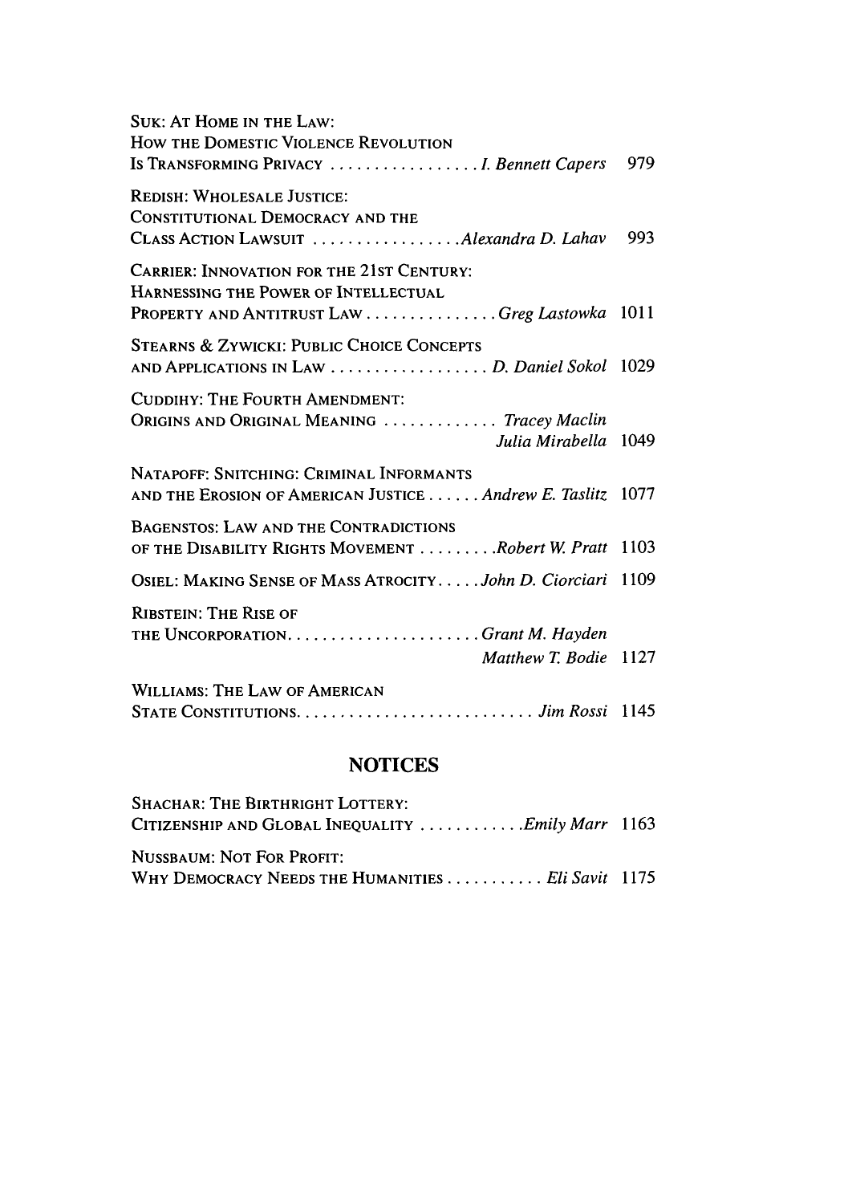SUK: AT HOME IN THE LAW: HOW THE DOMESTIC VIOLENCE REVOLUTION IS TRANSFORMING PRIVACY . . . . . . . . . . . . . . . . . *I. Bennett Capers* 979

REDISH: WHOLESALE JUSTICE: CONSTITUTIONAL DEMOCRACY AND THE CLASS ACTION LAWSUIT . . . . . . . . . . . . . . . . . *Alexandra D. Lahav* 993

CARRIER: INNOVATION FOR THE 21ST CENTURY: HARNESSING THE POWER OF INTELLECTUAL PROPERTY AND ANTITRUST LAW . . . . . . . . . . . . . . . *Greg Lastowka* 1011

STEARNS & ZYWICKI: PUBLIC CHOICE CONCEPTS AND APPLICATIONS IN LAW . . . . . . . . . . . . . . . . . . *D. Daniel Sokol* 1029

CUDDIHY: THE FOURTH AMENDMENT: ORIGINS AND ORIGINAL MEANING . . . . . . . . . . . . . *Tracey Maclin* *Julia Mirabella* 1049

NATAPOFF: SNITCHING: CRIMINAL INFORMANTS AND THE EROSION OF AMERICAN JUSTICE . . . . . . *Andrew E. Taslitz* 1077

BAGENSTOS: LAW AND THE CONTRADICTIONS OF THE DISABILITY RIGHTS MOVEMENT . . . . . . . . . *Robert W. Pratt* 1103

OSIEL: MAKING SENSE OF MASS ATROCITY . . . . . *John D. Ciorciari* 1109

RIBSTEIN: THE RISE OF THE UNCORPORATION . . . . . . . . . . . . . . . . . . . . . . *Grant M. Hayden* *Matthew T. Bodie* 1127

WILLIAMS: THE LAW OF AMERICAN STATE CONSTITUTIONS . . . . . . . . . . . . . . . . . . . . . . . . . . . *Jim Rossi* 1145

## NOTICES

SHACHAR: THE BIRTHRIGHT LOTTERY: CITIZENSHIP AND GLOBAL INEQUALITY . . . . . . . . . . . . *Emily Marr* 1163

NUSSBAUM: NOT FOR PROFIT: WHY DEMOCRACY NEEDS THE HUMANITIES . . . . . . . . . . . *Eli Savit* 1175